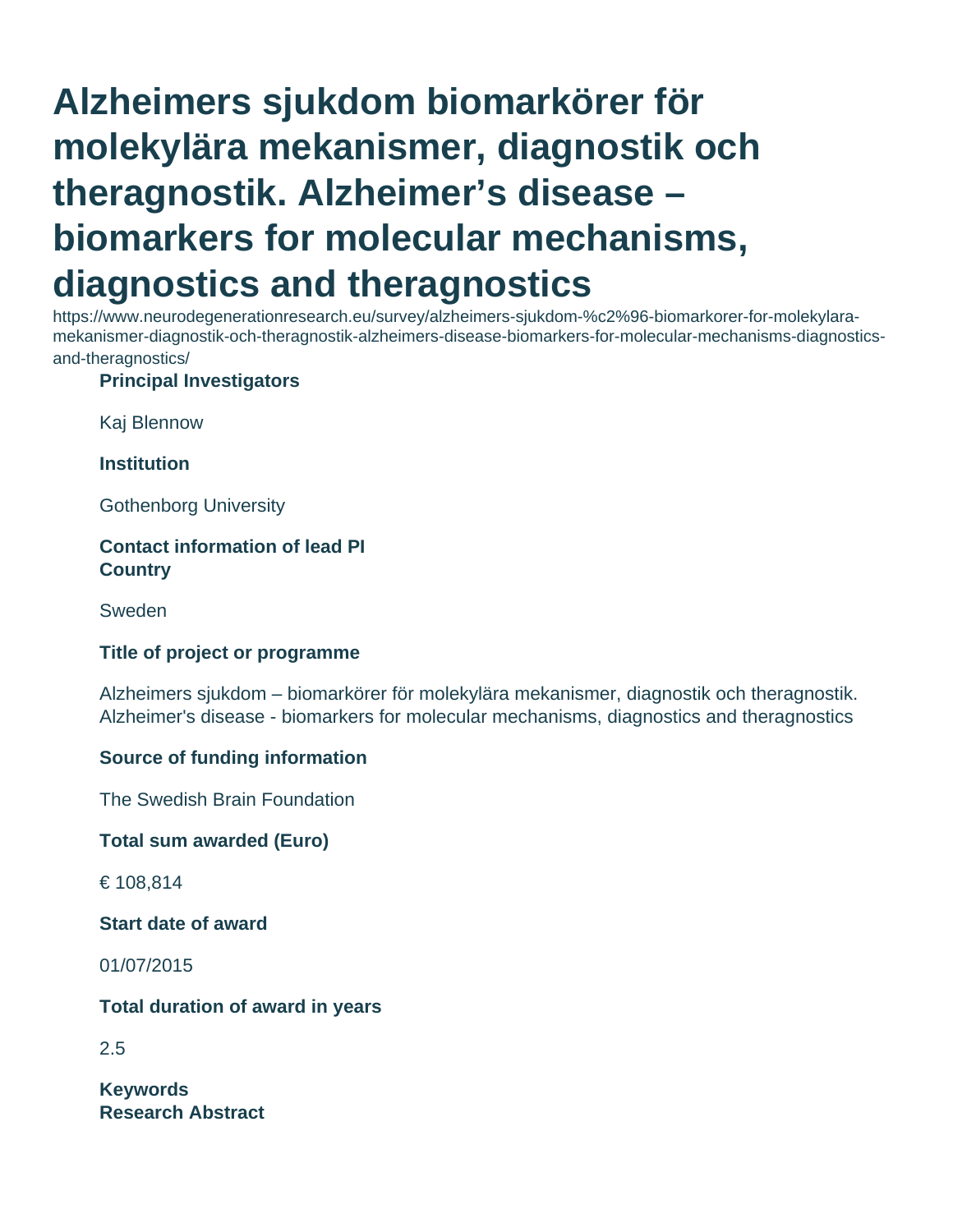# Alzheimers sjukdom biomarkörer för molekylära mekanismer, diagnostik och theragnostik. Alzheimer’s disease – biomarkers for molecular mechanisms, diagnostics and theragnostics

https://www.neurodegenerationresearch.eu/survey/alzheimers-sjukdom-%c2%96-biomarkorer-for-molekylara-mekanismer-diagnostik-och-theragnostik-alzheimers-disease-biomarkers-for-molecular-mechanisms-diagnostics-and-theragnostics/

**Principal Investigators**

Kaj Blennow

**Institution**

Gothenborg University

**Contact information of lead PI**

**Country**

Sweden

**Title of project or programme**

Alzheimers sjukdom – biomarkörer för molekylära mekanismer, diagnostik och theragnostik. Alzheimer's disease - biomarkers for molecular mechanisms, diagnostics and theragnostics

**Source of funding information**

The Swedish Brain Foundation

**Total sum awarded (Euro)**

€ 108,814

**Start date of award**

01/07/2015

**Total duration of award in years**

2.5

**Keywords**

**Research Abstract**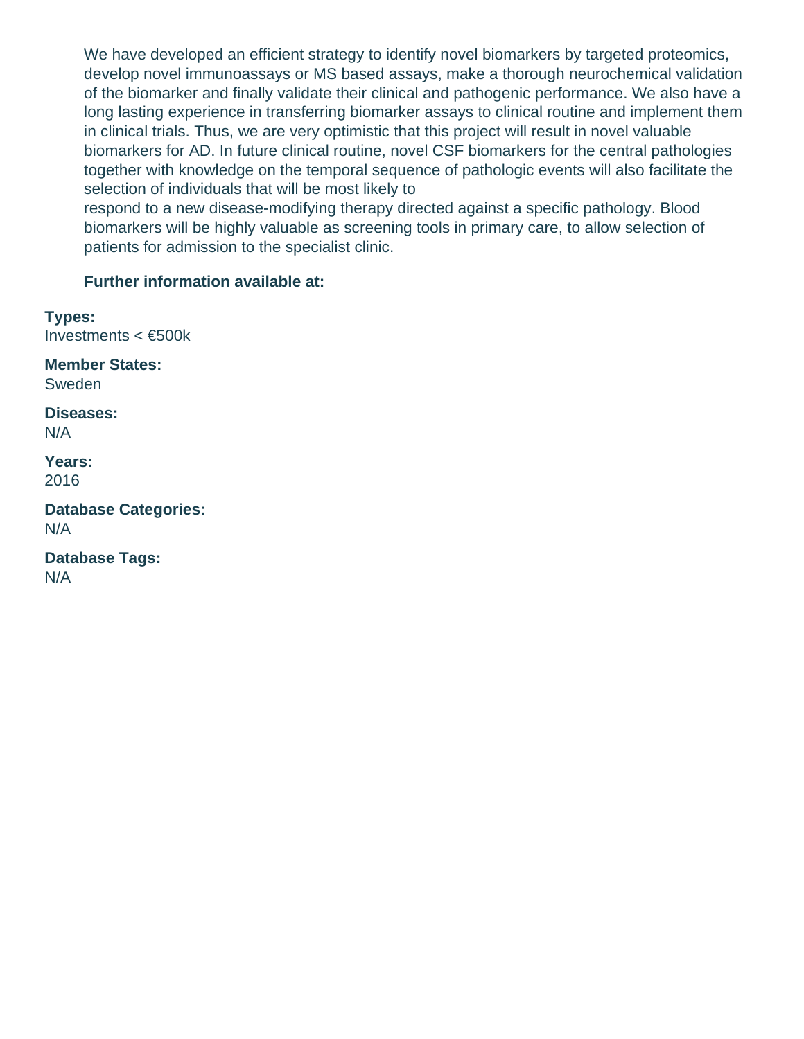We have developed an efficient strategy to identify novel biomarkers by targeted proteomics, develop novel immunoassays or MS based assays, make a thorough neurochemical validation of the biomarker and finally validate their clinical and pathogenic performance. We also have a long lasting experience in transferring biomarker assays to clinical routine and implement them in clinical trials. Thus, we are very optimistic that this project will result in novel valuable biomarkers for AD. In future clinical routine, novel CSF biomarkers for the central pathologies together with knowledge on the temporal sequence of pathologic events will also facilitate the selection of individuals that will be most likely to respond to a new disease-modifying therapy directed against a specific pathology. Blood biomarkers will be highly valuable as screening tools in primary care, to allow selection of patients for admission to the specialist clinic.

**Further information available at:**

**Types:**
Investments < €500k

**Member States:**
Sweden

**Diseases:**
N/A

**Years:**
2016

**Database Categories:**
N/A

**Database Tags:**
N/A